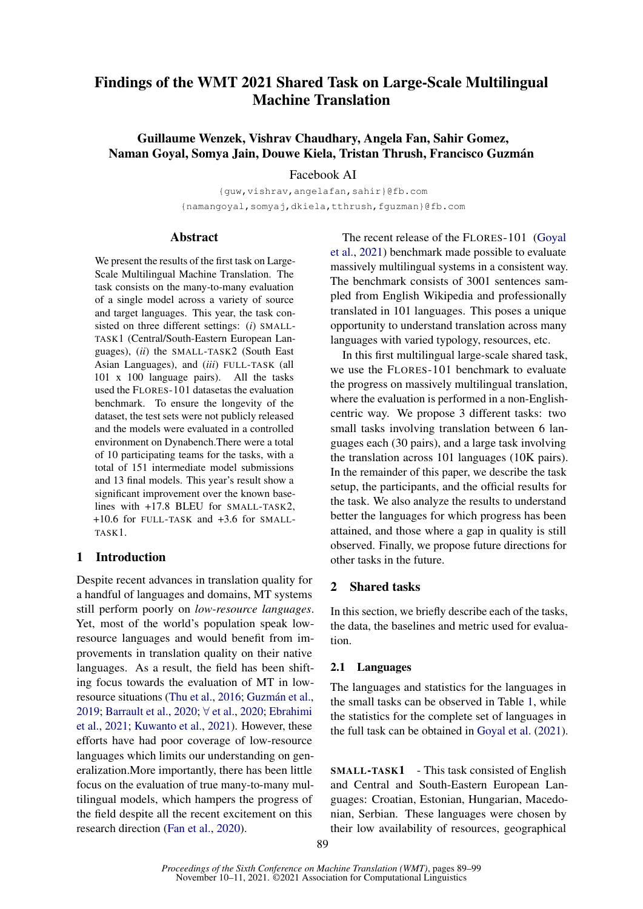# Findings of the WMT 2021 Shared Task on Large-Scale Multilingual Machine Translation

**Guillaume Wenzek, Vishrav Chaudhary, Angela Fan, Sahir Gomez, Naman Goyal, Somya Jain, Douwe Kiela, Tristan Thrush, Francisco Guzmán**

Facebook AI

{guw,vishrav,angelafan,sahir}@fb.com
{namangoyal,somyaj,dkiela,tthrush,fguzman}@fb.com

## Abstract

We present the results of the first task on Large-Scale Multilingual Machine Translation. The task consists on the many-to-many evaluation of a single model across a variety of source and target languages. This year, the task consisted on three different settings: (*i*) SMALL-TASK1 (Central/South-Eastern European Languages), (*ii*) the SMALL-TASK2 (South East Asian Languages), and (*iii*) FULL-TASK (all 101 x 100 language pairs). All the tasks used the FLORES-101 datasetas the evaluation benchmark. To ensure the longevity of the dataset, the test sets were not publicly released and the models were evaluated in a controlled environment on Dynabench.There were a total of 10 participating teams for the tasks, with a total of 151 intermediate model submissions and 13 final models. This year's result show a significant improvement over the known baselines with +17.8 BLEU for SMALL-TASK2, +10.6 for FULL-TASK and +3.6 for SMALL-TASK1.

## 1 Introduction

Despite recent advances in translation quality for a handful of languages and domains, MT systems still perform poorly on *low-resource languages*. Yet, most of the world's population speak low-resource languages and would benefit from improvements in translation quality on their native languages. As a result, the field has been shifting focus towards the evaluation of MT in low-resource situations (Thu et al., 2016; Guzmán et al., 2019; Barrault et al., 2020; ∀ et al., 2020; Ebrahimi et al., 2021; Kuwanto et al., 2021). However, these efforts have had poor coverage of low-resource languages which limits our understanding on generalization.More importantly, there has been little focus on the evaluation of true many-to-many multilingual models, which hampers the progress of the field despite all the recent excitement on this research direction (Fan et al., 2020).

The recent release of the FLORES-101 (Goyal et al., 2021) benchmark made possible to evaluate massively multilingual systems in a consistent way. The benchmark consists of 3001 sentences sampled from English Wikipedia and professionally translated in 101 languages. This poses a unique opportunity to understand translation across many languages with varied typology, resources, etc.

In this first multilingual large-scale shared task, we use the FLORES-101 benchmark to evaluate the progress on massively multilingual translation, where the evaluation is performed in a non-English-centric way. We propose 3 different tasks: two small tasks involving translation between 6 languages each (30 pairs), and a large task involving the translation across 101 languages (10K pairs). In the remainder of this paper, we describe the task setup, the participants, and the official results for the task. We also analyze the results to understand better the languages for which progress has been attained, and those where a gap in quality is still observed. Finally, we propose future directions for other tasks in the future.

## 2 Shared tasks

In this section, we briefly describe each of the tasks, the data, the baselines and metric used for evaluation.

### 2.1 Languages

The languages and statistics for the languages in the small tasks can be observed in Table 1, while the statistics for the complete set of languages in the full task can be obtained in Goyal et al. (2021).

**SMALL-TASK1** - This task consisted of English and Central and South-Eastern European Languages: Croatian, Estonian, Hungarian, Macedonian, Serbian. These languages were chosen by their low availability of resources, geographical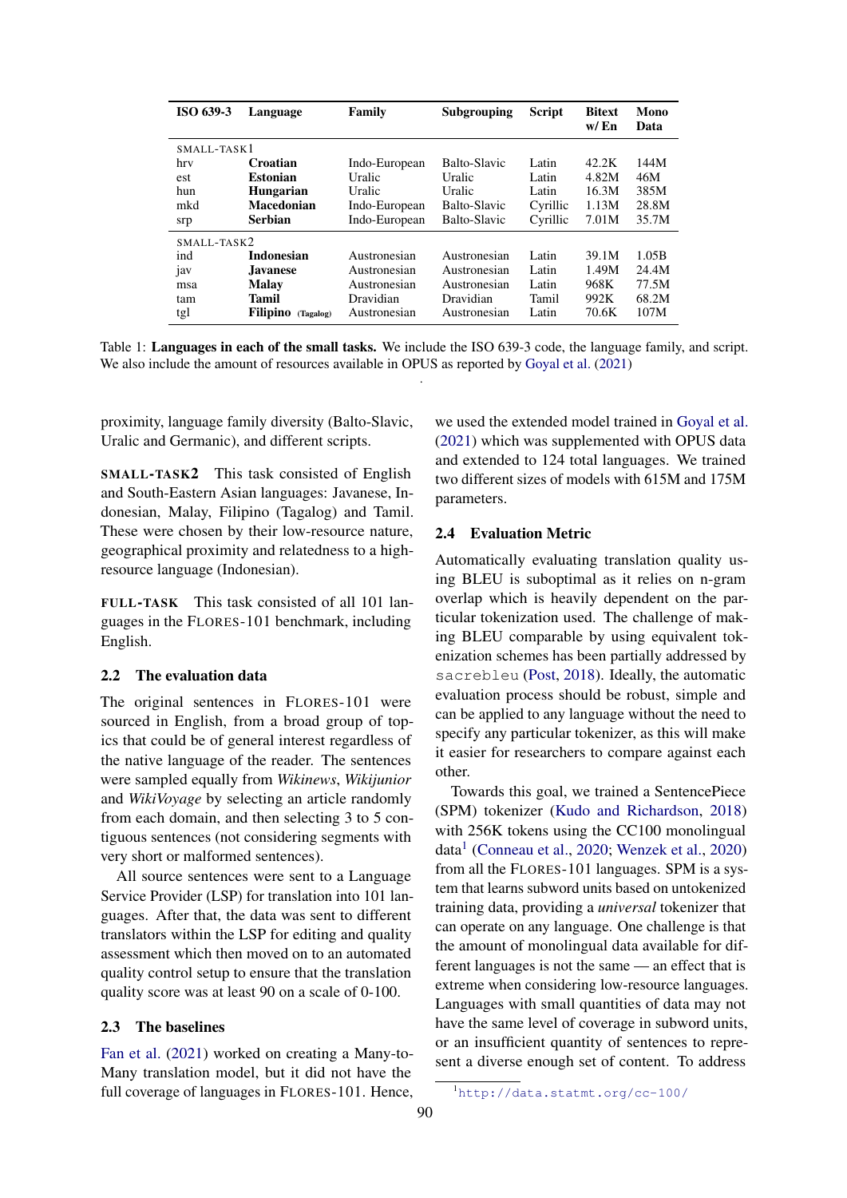| ISO 639-3 | Language | Family | Subgrouping | Script | Bitext w/ En | Mono Data |
|---|---|---|---|---|---|---|
| SMALL-TASK1 | | | | | | |
| hrv | **Croatian** | Indo-European | Balto-Slavic | Latin | 42.2K | 144M |
| est | **Estonian** | Uralic | Uralic | Latin | 4.82M | 46M |
| hun | **Hungarian** | Uralic | Uralic | Latin | 16.3M | 385M |
| mkd | **Macedonian** | Indo-European | Balto-Slavic | Cyrillic | 1.13M | 28.8M |
| srp | **Serbian** | Indo-European | Balto-Slavic | Cyrillic | 7.01M | 35.7M |
| SMALL-TASK2 | | | | | | |
| ind | **Indonesian** | Austronesian | Austronesian | Latin | 39.1M | 1.05B |
| jav | **Javanese** | Austronesian | Austronesian | Latin | 1.49M | 24.4M |
| msa | **Malay** | Austronesian | Austronesian | Latin | 968K | 77.5M |
| tam | **Tamil** | Dravidian | Dravidian | Tamil | 992K | 68.2M |
| tgl | **Filipino** (Tagalog) | Austronesian | Austronesian | Latin | 70.6K | 107M |

Table 1: **Languages in each of the small tasks.** We include the ISO 639-3 code, the language family, and script. We also include the amount of resources available in OPUS as reported by Goyal et al. (2021)

proximity, language family diversity (Balto-Slavic, Uralic and Germanic), and different scripts.

**SMALL-TASK2** This task consisted of English and South-Eastern Asian languages: Javanese, Indonesian, Malay, Filipino (Tagalog) and Tamil. These were chosen by their low-resource nature, geographical proximity and relatedness to a high-resource language (Indonesian).

**FULL-TASK** This task consisted of all 101 languages in the FLORES-101 benchmark, including English.

### 2.2 The evaluation data

The original sentences in FLORES-101 were sourced in English, from a broad group of topics that could be of general interest regardless of the native language of the reader. The sentences were sampled equally from *Wikinews*, *Wikijunior* and *WikiVoyage* by selecting an article randomly from each domain, and then selecting 3 to 5 contiguous sentences (not considering segments with very short or malformed sentences).

All source sentences were sent to a Language Service Provider (LSP) for translation into 101 languages. After that, the data was sent to different translators within the LSP for editing and quality assessment which then moved on to an automated quality control setup to ensure that the translation quality score was at least 90 on a scale of 0-100.

### 2.3 The baselines

Fan et al. (2021) worked on creating a Many-to-Many translation model, but it did not have the full coverage of languages in FLORES-101. Hence, we used the extended model trained in Goyal et al. (2021) which was supplemented with OPUS data and extended to 124 total languages. We trained two different sizes of models with 615M and 175M parameters.

### 2.4 Evaluation Metric

Automatically evaluating translation quality using BLEU is suboptimal as it relies on n-gram overlap which is heavily dependent on the particular tokenization used. The challenge of making BLEU comparable by using equivalent tokenization schemes has been partially addressed by `sacrebleu` (Post, 2018). Ideally, the automatic evaluation process should be robust, simple and can be applied to any language without the need to specify any particular tokenizer, as this will make it easier for researchers to compare against each other.

Towards this goal, we trained a SentencePiece (SPM) tokenizer (Kudo and Richardson, 2018) with 256K tokens using the CC100 monolingual data[1] (Conneau et al., 2020; Wenzek et al., 2020) from all the FLORES-101 languages. SPM is a system that learns subword units based on untokenized training data, providing a *universal* tokenizer that can operate on any language. One challenge is that the amount of monolingual data available for different languages is not the same — an effect that is extreme when considering low-resource languages. Languages with small quantities of data may not have the same level of coverage in subword units, or an insufficient quantity of sentences to represent a diverse enough set of content. To address

[1] http://data.statmt.org/cc-100/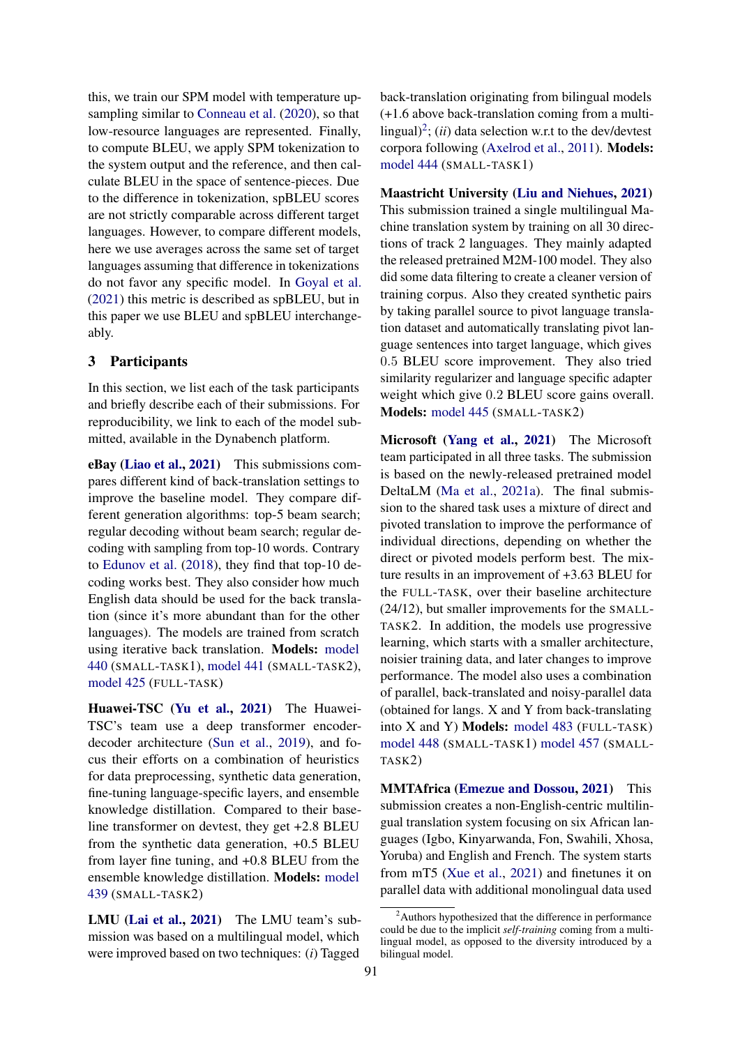this, we train our SPM model with temperature upsampling similar to Conneau et al. (2020), so that low-resource languages are represented. Finally, to compute BLEU, we apply SPM tokenization to the system output and the reference, and then calculate BLEU in the space of sentence-pieces. Due to the difference in tokenization, spBLEU scores are not strictly comparable across different target languages. However, to compare different models, here we use averages across the same set of target languages assuming that difference in tokenizations do not favor any specific model. In Goyal et al. (2021) this metric is described as spBLEU, but in this paper we use BLEU and spBLEU interchangeably.

## 3 Participants

In this section, we list each of the task participants and briefly describe each of their submissions. For reproducibility, we link to each of the model submitted, available in the Dynabench platform.

**eBay (Liao et al., 2021)** This submissions compares different kind of back-translation settings to improve the baseline model. They compare different generation algorithms: top-5 beam search; regular decoding without beam search; regular decoding with sampling from top-10 words. Contrary to Edunov et al. (2018), they find that top-10 decoding works best. They also consider how much English data should be used for the back translation (since it's more abundant than for the other languages). The models are trained from scratch using iterative back translation. **Models:** model 440 (SMALL-TASK1), model 441 (SMALL-TASK2), model 425 (FULL-TASK)

**Huawei-TSC (Yu et al., 2021)** The Huawei-TSC's team use a deep transformer encoder-decoder architecture (Sun et al., 2019), and focus their efforts on a combination of heuristics for data preprocessing, synthetic data generation, fine-tuning language-specific layers, and ensemble knowledge distillation. Compared to their baseline transformer on devtest, they get +2.8 BLEU from the synthetic data generation, +0.5 BLEU from layer fine tuning, and +0.8 BLEU from the ensemble knowledge distillation. **Models:** model 439 (SMALL-TASK2)

**LMU (Lai et al., 2021)** The LMU team's submission was based on a multilingual model, which were improved based on two techniques: (*i*) Tagged back-translation originating from bilingual models (+1.6 above back-translation coming from a multilingual)[2]; (*ii*) data selection w.r.t to the dev/devtest corpora following (Axelrod et al., 2011). **Models:** model 444 (SMALL-TASK1)

**Maastricht University (Liu and Niehues, 2021)** This submission trained a single multilingual Machine translation system by training on all 30 directions of track 2 languages. They mainly adapted the released pretrained M2M-100 model. They also did some data filtering to create a cleaner version of training corpus. Also they created synthetic pairs by taking parallel source to pivot language translation dataset and automatically translating pivot language sentences into target language, which gives 0.5 BLEU score improvement. They also tried similarity regularizer and language specific adapter weight which give 0.2 BLEU score gains overall. **Models:** model 445 (SMALL-TASK2)

**Microsoft (Yang et al., 2021)** The Microsoft team participated in all three tasks. The submission is based on the newly-released pretrained model DeltaLM (Ma et al., 2021a). The final submission to the shared task uses a mixture of direct and pivoted translation to improve the performance of individual directions, depending on whether the direct or pivoted models perform best. The mixture results in an improvement of +3.63 BLEU for the FULL-TASK, over their baseline architecture (24/12), but smaller improvements for the SMALL-TASK2. In addition, the models use progressive learning, which starts with a smaller architecture, noisier training data, and later changes to improve performance. The model also uses a combination of parallel, back-translated and noisy-parallel data (obtained for langs. X and Y from back-translating into X and Y) **Models:** model 483 (FULL-TASK) model 448 (SMALL-TASK1) model 457 (SMALL-TASK2)

**MMTAfrica (Emezue and Dossou, 2021)** This submission creates a non-English-centric multilingual translation system focusing on six African languages (Igbo, Kinyarwanda, Fon, Swahili, Xhosa, Yoruba) and English and French. The system starts from mT5 (Xue et al., 2021) and finetunes it on parallel data with additional monolingual data used

[2] Authors hypothesized that the difference in performance could be due to the implicit *self-training* coming from a multilingual model, as opposed to the diversity introduced by a bilingual model.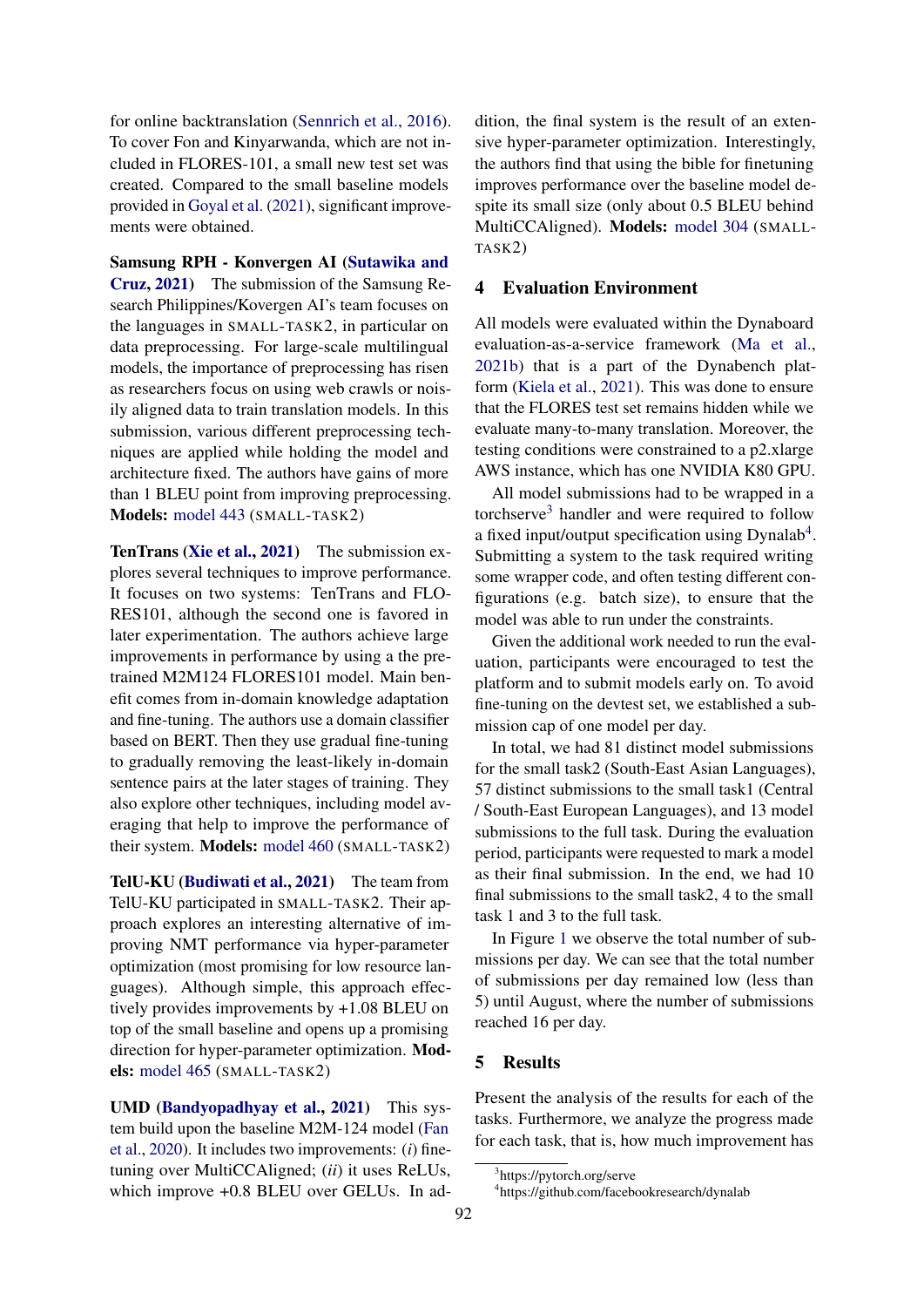for online backtranslation (Sennrich et al., 2016). To cover Fon and Kinyarwanda, which are not included in FLORES-101, a small new test set was created. Compared to the small baseline models provided in Goyal et al. (2021), significant improvements were obtained.

**Samsung RPH - Konvergen AI (Sutawika and Cruz, 2021)** The submission of the Samsung Research Philippines/Kovergen AI's team focuses on the languages in SMALL-TASK2, in particular on data preprocessing. For large-scale multilingual models, the importance of preprocessing has risen as researchers focus on using web crawls or noisily aligned data to train translation models. In this submission, various different preprocessing techniques are applied while holding the model and architecture fixed. The authors have gains of more than 1 BLEU point from improving preprocessing. **Models:** model 443 (SMALL-TASK2)

**TenTrans (Xie et al., 2021)** The submission explores several techniques to improve performance. It focuses on two systems: TenTrans and FLORES101, although the second one is favored in later experimentation. The authors achieve large improvements in performance by using a the pretrained M2M124 FLORES101 model. Main benefit comes from in-domain knowledge adaptation and fine-tuning. The authors use a domain classifier based on BERT. Then they use gradual fine-tuning to gradually removing the least-likely in-domain sentence pairs at the later stages of training. They also explore other techniques, including model averaging that help to improve the performance of their system. **Models:** model 460 (SMALL-TASK2)

**TelU-KU (Budiwati et al., 2021)** The team from TelU-KU participated in SMALL-TASK2. Their approach explores an interesting alternative of improving NMT performance via hyper-parameter optimization (most promising for low resource languages). Although simple, this approach effectively provides improvements by +1.08 BLEU on top of the small baseline and opens up a promising direction for hyper-parameter optimization. **Models:** model 465 (SMALL-TASK2)

**UMD (Bandyopadhyay et al., 2021)** This system build upon the baseline M2M-124 model (Fan et al., 2020). It includes two improvements: (*i*) finetuning over MultiCCAligned; (*ii*) it uses ReLUs, which improve +0.8 BLEU over GELUs. In addition, the final system is the result of an extensive hyper-parameter optimization. Interestingly, the authors find that using the bible for finetuning improves performance over the baseline model despite its small size (only about 0.5 BLEU behind MultiCCAligned). **Models:** model 304 (SMALL-TASK2)

## 4 Evaluation Environment

All models were evaluated within the Dynaboard evaluation-as-a-service framework (Ma et al., 2021b) that is a part of the Dynabench platform (Kiela et al., 2021). This was done to ensure that the FLORES test set remains hidden while we evaluate many-to-many translation. Moreover, the testing conditions were constrained to a p2.xlarge AWS instance, which has one NVIDIA K80 GPU.

All model submissions had to be wrapped in a torchserve[3] handler and were required to follow a fixed input/output specification using Dynalab[4]. Submitting a system to the task required writing some wrapper code, and often testing different configurations (e.g. batch size), to ensure that the model was able to run under the constraints.

Given the additional work needed to run the evaluation, participants were encouraged to test the platform and to submit models early on. To avoid fine-tuning on the devtest set, we established a submission cap of one model per day.

In total, we had 81 distinct model submissions for the small task2 (South-East Asian Languages), 57 distinct submissions to the small task1 (Central / South-East European Languages), and 13 model submissions to the full task. During the evaluation period, participants were requested to mark a model as their final submission. In the end, we had 10 final submissions to the small task2, 4 to the small task 1 and 3 to the full task.

In Figure 1 we observe the total number of submissions per day. We can see that the total number of submissions per day remained low (less than 5) until August, where the number of submissions reached 16 per day.

## 5 Results

Present the analysis of the results for each of the tasks. Furthermore, we analyze the progress made for each task, that is, how much improvement has

[3] https://pytorch.org/serve

[4] https://github.com/facebookresearch/dynalab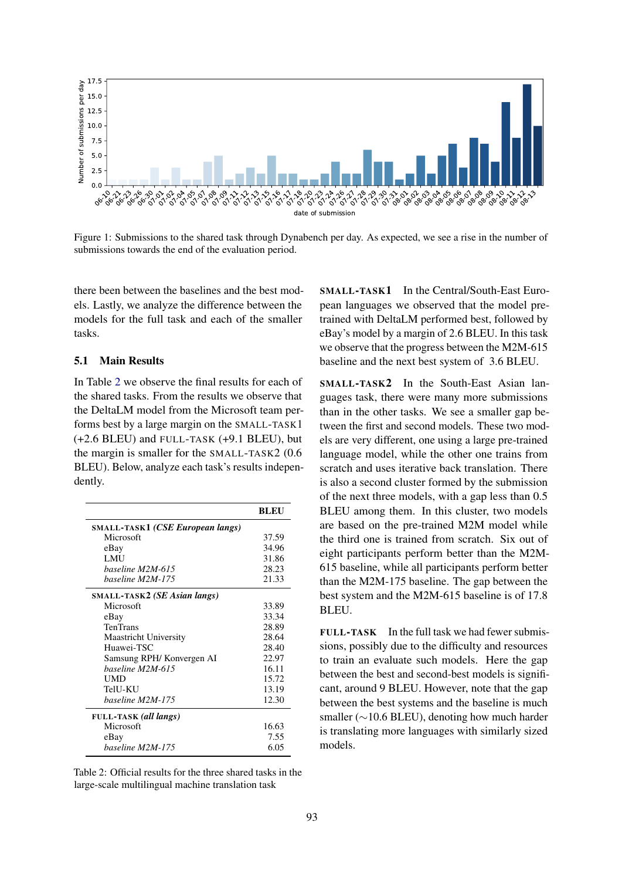Figure 1: Submissions to the shared task through Dynabench per day. As expected, we see a rise in the number of submissions towards the end of the evaluation period.

there been between the baselines and the best models. Lastly, we analyze the difference between the models for the full task and each of the smaller tasks.

### 5.1 Main Results

In Table 2 we observe the final results for each of the shared tasks. From the results we observe that the DeltaLM model from the Microsoft team performs best by a large margin on the SMALL-TASK1 (+2.6 BLEU) and FULL-TASK (+9.1 BLEU), but the margin is smaller for the SMALL-TASK2 (0.6 BLEU). Below, analyze each task's results independently.

| | BLEU |
|---|---|
| **SMALL-TASK1** ***(CSE European langs)*** | |
| Microsoft | 37.59 |
| eBay | 34.96 |
| LMU | 31.86 |
| *baseline M2M-615* | 28.23 |
| *baseline M2M-175* | 21.33 |
| **SMALL-TASK2** ***(SE Asian langs)*** | |
| Microsoft | 33.89 |
| eBay | 33.34 |
| TenTrans | 28.89 |
| Maastricht University | 28.64 |
| Huawei-TSC | 28.40 |
| Samsung RPH/ Konvergen AI | 22.97 |
| *baseline M2M-615* | 16.11 |
| UMD | 15.72 |
| TelU-KU | 13.19 |
| *baseline M2M-175* | 12.30 |
| **FULL-TASK** ***(all langs)*** | |
| Microsoft | 16.63 |
| eBay | 7.55 |
| *baseline M2M-175* | 6.05 |

Table 2: Official results for the three shared tasks in the large-scale multilingual machine translation task

**SMALL-TASK1** In the Central/South-East European languages we observed that the model pretrained with DeltaLM performed best, followed by eBay's model by a margin of 2.6 BLEU. In this task we observe that the progress between the M2M-615 baseline and the next best system of 3.6 BLEU.

**SMALL-TASK2** In the South-East Asian languages task, there were many more submissions than in the other tasks. We see a smaller gap between the first and second models. These two models are very different, one using a large pre-trained language model, while the other one trains from scratch and uses iterative back translation. There is also a second cluster formed by the submission of the next three models, with a gap less than 0.5 BLEU among them. In this cluster, two models are based on the pre-trained M2M model while the third one is trained from scratch. Six out of eight participants perform better than the M2M-615 baseline, while all participants perform better than the M2M-175 baseline. The gap between the best system and the M2M-615 baseline is of 17.8 BLEU.

**FULL-TASK** In the full task we had fewer submissions, possibly due to the difficulty and resources to train an evaluate such models. Here the gap between the best and second-best models is significant, around 9 BLEU. However, note that the gap between the best systems and the baseline is much smaller ($\sim$10.6 BLEU), denoting how much harder is translating more languages with similarly sized models.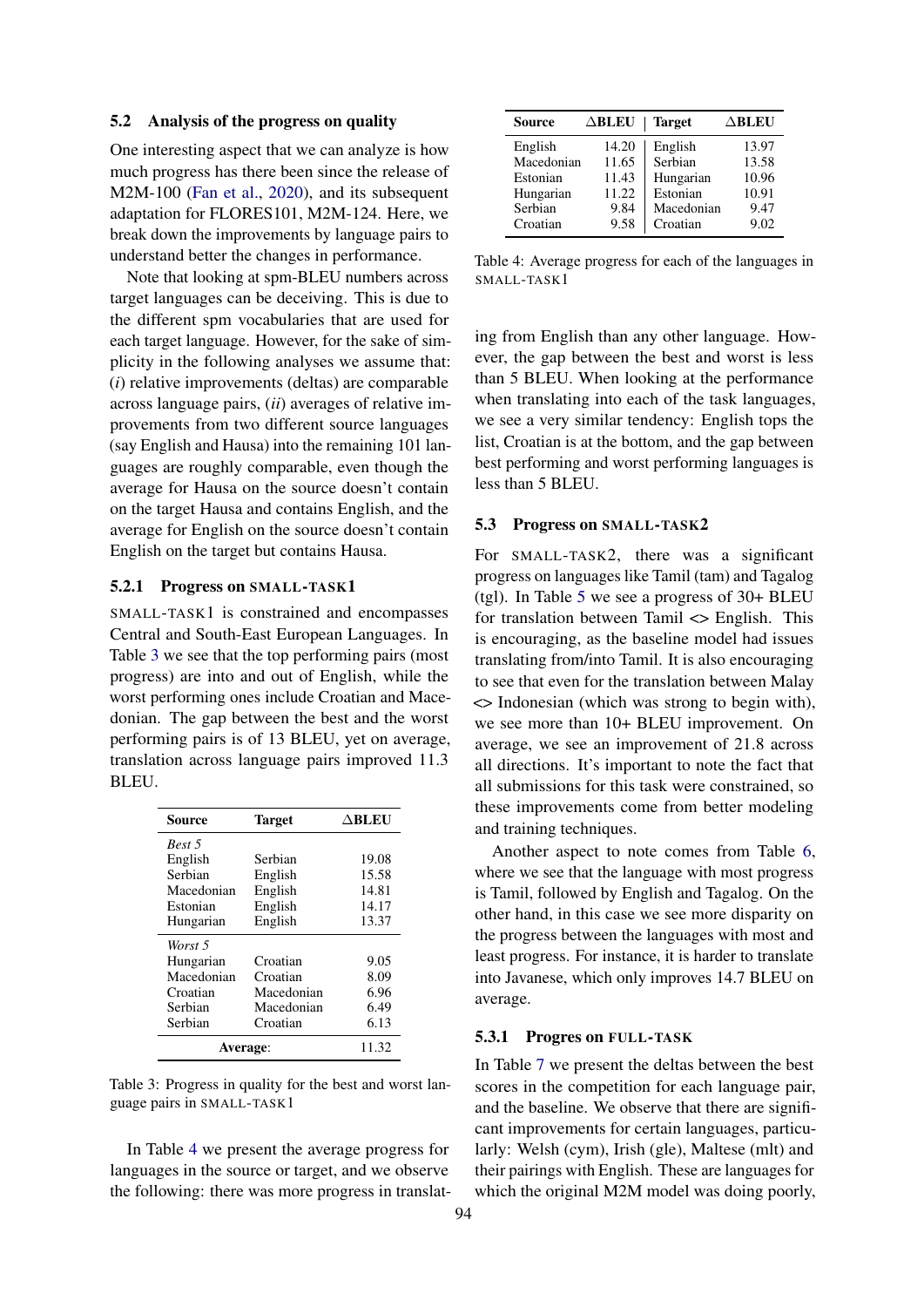### 5.2 Analysis of the progress on quality

One interesting aspect that we can analyze is how much progress has there been since the release of M2M-100 (Fan et al., 2020), and its subsequent adaptation for FLORES101, M2M-124. Here, we break down the improvements by language pairs to understand better the changes in performance.

Note that looking at spm-BLEU numbers across target languages can be deceiving. This is due to the different spm vocabularies that are used for each target language. However, for the sake of simplicity in the following analyses we assume that: (*i*) relative improvements (deltas) are comparable across language pairs, (*ii*) averages of relative improvements from two different source languages (say English and Hausa) into the remaining 101 languages are roughly comparable, even though the average for Hausa on the source doesn't contain on the target Hausa and contains English, and the average for English on the source doesn't contain English on the target but contains Hausa.

#### 5.2.1 Progress on SMALL-TASK1

SMALL-TASK1 is constrained and encompasses Central and South-East European Languages. In Table 3 we see that the top performing pairs (most progress) are into and out of English, while the worst performing ones include Croatian and Macedonian. The gap between the best and the worst performing pairs is of 13 BLEU, yet on average, translation across language pairs improved 11.3 BLEU.

| Source | Target | ΔBLEU |
|---|---|---|
| *Best 5* | | |
| English | Serbian | 19.08 |
| Serbian | English | 15.58 |
| Macedonian | English | 14.81 |
| Estonian | English | 14.17 |
| Hungarian | English | 13.37 |
| *Worst 5* | | |
| Hungarian | Croatian | 9.05 |
| Macedonian | Croatian | 8.09 |
| Croatian | Macedonian | 6.96 |
| Serbian | Macedonian | 6.49 |
| Serbian | Croatian | 6.13 |
| **Average**: | | 11.32 |

Table 3: Progress in quality for the best and worst language pairs in SMALL-TASK1

In Table 4 we present the average progress for languages in the source or target, and we observe the following: there was more progress in translating from English than any other language. However, the gap between the best and worst is less than 5 BLEU. When looking at the performance when translating into each of the task languages, we see a very similar tendency: English tops the list, Croatian is at the bottom, and the gap between best performing and worst performing languages is less than 5 BLEU.

| Source | ΔBLEU | Target | ΔBLEU |
|---|---|---|---|
| English | 14.20 | English | 13.97 |
| Macedonian | 11.65 | Serbian | 13.58 |
| Estonian | 11.43 | Hungarian | 10.96 |
| Hungarian | 11.22 | Estonian | 10.91 |
| Serbian | 9.84 | Macedonian | 9.47 |
| Croatian | 9.58 | Croatian | 9.02 |

Table 4: Average progress for each of the languages in SMALL-TASK1

### 5.3 Progress on SMALL-TASK2

For SMALL-TASK2, there was a significant progress on languages like Tamil (tam) and Tagalog (tgl). In Table 5 we see a progress of 30+ BLEU for translation between Tamil <> English. This is encouraging, as the baseline model had issues translating from/into Tamil. It is also encouraging to see that even for the translation between Malay <> Indonesian (which was strong to begin with), we see more than 10+ BLEU improvement. On average, we see an improvement of 21.8 across all directions. It's important to note the fact that all submissions for this task were constrained, so these improvements come from better modeling and training techniques.

Another aspect to note comes from Table 6, where we see that the language with most progress is Tamil, followed by English and Tagalog. On the other hand, in this case we see more disparity on the progress between the languages with most and least progress. For instance, it is harder to translate into Javanese, which only improves 14.7 BLEU on average.

#### 5.3.1 Progres on FULL-TASK

In Table 7 we present the deltas between the best scores in the competition for each language pair, and the baseline. We observe that there are significant improvements for certain languages, particularly: Welsh (cym), Irish (gle), Maltese (mlt) and their pairings with English. These are languages for which the original M2M model was doing poorly,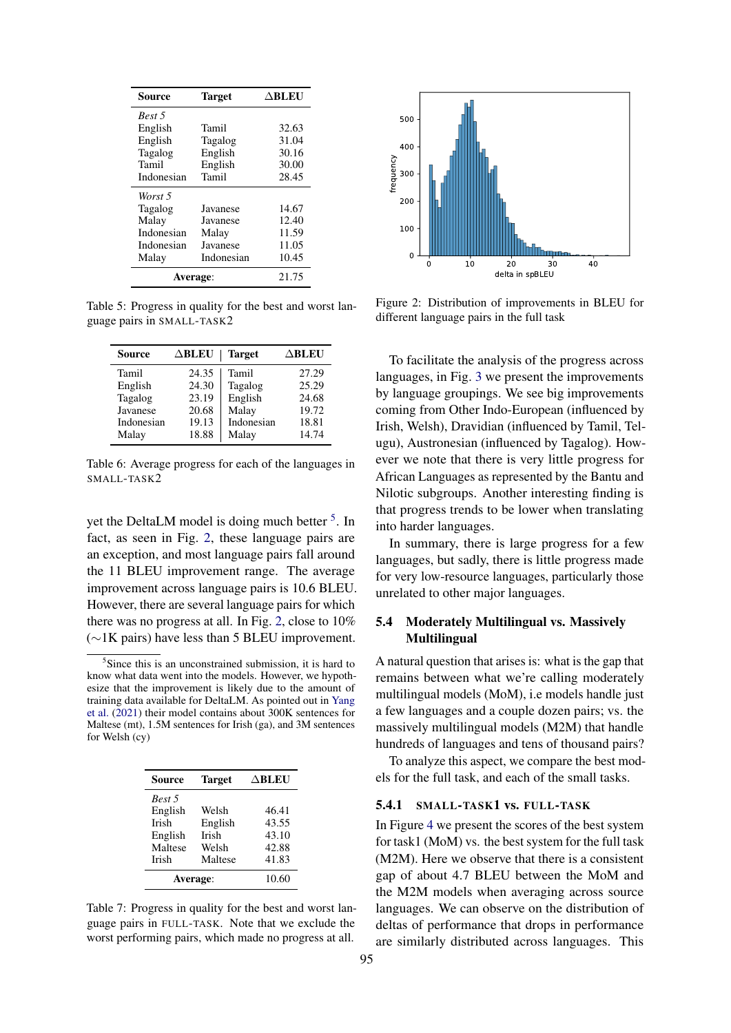| Source | Target | △BLEU |
|---|---|---|
| *Best 5* | | |
| English | Tamil | 32.63 |
| English | Tagalog | 31.04 |
| Tagalog | English | 30.16 |
| Tamil | English | 30.00 |
| Indonesian | Tamil | 28.45 |
| *Worst 5* | | |
| Tagalog | Javanese | 14.67 |
| Malay | Javanese | 12.40 |
| Indonesian | Malay | 11.59 |
| Indonesian | Javanese | 11.05 |
| Malay | Indonesian | 10.45 |
| **Average**: | | 21.75 |

Table 5: Progress in quality for the best and worst language pairs in SMALL-TASK2

| Source | △BLEU | Target | △BLEU |
|---|---|---|---|
| Tamil | 24.35 | Tamil | 27.29 |
| English | 24.30 | Tagalog | 25.29 |
| Tagalog | 23.19 | English | 24.68 |
| Javanese | 20.68 | Malay | 19.72 |
| Indonesian | 19.13 | Indonesian | 18.81 |
| Malay | 18.88 | Malay | 14.74 |

Table 6: Average progress for each of the languages in SMALL-TASK2

yet the DeltaLM model is doing much better [5]. In fact, as seen in Fig. 2, these language pairs are an exception, and most language pairs fall around the 11 BLEU improvement range. The average improvement across language pairs is 10.6 BLEU. However, there are several language pairs for which there was no progress at all. In Fig. 2, close to 10% (∼1K pairs) have less than 5 BLEU improvement.

[5] Since this is an unconstrained submission, it is hard to know what data went into the models. However, we hypothesize that the improvement is likely due to the amount of training data available for DeltaLM. As pointed out in Yang et al. (2021) their model contains about 300K sentences for Maltese (mt), 1.5M sentences for Irish (ga), and 3M sentences for Welsh (cy)

| Source | Target | △BLEU |
|---|---|---|
| *Best 5* | | |
| English | Welsh | 46.41 |
| Irish | English | 43.55 |
| English | Irish | 43.10 |
| Maltese | Welsh | 42.88 |
| Irish | Maltese | 41.83 |
| **Average**: | | 10.60 |

Table 7: Progress in quality for the best and worst language pairs in FULL-TASK. Note that we exclude the worst performing pairs, which made no progress at all.

Figure 2: Distribution of improvements in BLEU for different language pairs in the full task

To facilitate the analysis of the progress across languages, in Fig. 3 we present the improvements by language groupings. We see big improvements coming from Other Indo-European (influenced by Irish, Welsh), Dravidian (influenced by Tamil, Telugu), Austronesian (influenced by Tagalog). However we note that there is very little progress for African Languages as represented by the Bantu and Nilotic subgroups. Another interesting finding is that progress trends to be lower when translating into harder languages.

In summary, there is large progress for a few languages, but sadly, there is little progress made for very low-resource languages, particularly those unrelated to other major languages.

## 5.4 Moderately Multilingual vs. Massively Multilingual

A natural question that arises is: what is the gap that remains between what we're calling moderately multilingual models (MoM), i.e models handle just a few languages and a couple dozen pairs; vs. the massively multilingual models (M2M) that handle hundreds of languages and tens of thousand pairs?

To analyze this aspect, we compare the best models for the full task, and each of the small tasks.

### 5.4.1 SMALL-TASK1 vs. FULL-TASK

In Figure 4 we present the scores of the best system for task1 (MoM) vs. the best system for the full task (M2M). Here we observe that there is a consistent gap of about 4.7 BLEU between the MoM and the M2M models when averaging across source languages. We can observe on the distribution of deltas of performance that drops in performance are similarly distributed across languages. This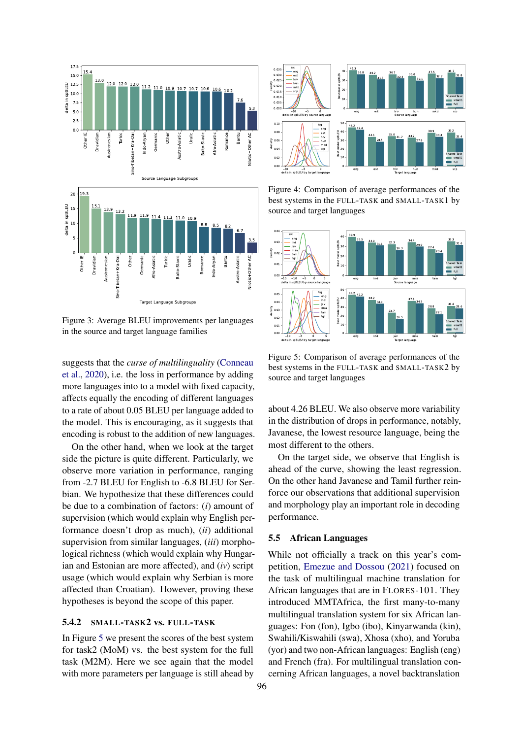Figure 3: Average BLEU improvements per languages in the source and target language families

Figure 4: Comparison of average performances of the best systems in the FULL-TASK and SMALL-TASK1 by source and target languages

Figure 5: Comparison of average performances of the best systems in the FULL-TASK and SMALL-TASK2 by source and target languages

suggests that the *curse of multilinguality* (Conneau et al., 2020), i.e. the loss in performance by adding more languages into to a model with fixed capacity, affects equally the encoding of different languages to a rate of about 0.05 BLEU per language added to the model. This is encouraging, as it suggests that encoding is robust to the addition of new languages.

On the other hand, when we look at the target side the picture is quite different. Particularly, we observe more variation in performance, ranging from -2.7 BLEU for English to -6.8 BLEU for Serbian. We hypothesize that these differences could be due to a combination of factors: (*i*) amount of supervision (which would explain why English performance doesn't drop as much), (*ii*) additional supervision from similar languages, (*iii*) morphological richness (which would explain why Hungarian and Estonian are more affected), and (*iv*) script usage (which would explain why Serbian is more affected than Croatian). However, proving these hypotheses is beyond the scope of this paper.

#### 5.4.2 SMALL-TASK2 vs. FULL-TASK

In Figure 5 we present the scores of the best system for task2 (MoM) vs. the best system for the full task (M2M). Here we see again that the model with more parameters per language is still ahead by about 4.26 BLEU. We also observe more variability in the distribution of drops in performance, notably, Javanese, the lowest resource language, being the most different to the others.

On the target side, we observe that English is ahead of the curve, showing the least regression. On the other hand Javanese and Tamil further reinforce our observations that additional supervision and morphology play an important role in decoding performance.

### 5.5 African Languages

While not officially a track on this year's competition, Emezue and Dossou (2021) focused on the task of multilingual machine translation for African languages that are in FLORES-101. They introduced MMTAfrica, the first many-to-many multilingual translation system for six African languages: Fon (fon), Igbo (ibo), Kinyarwanda (kin), Swahili/Kiswahili (swa), Xhosa (xho), and Yoruba (yor) and two non-African languages: English (eng) and French (fra). For multilingual translation concerning African languages, a novel backtranslation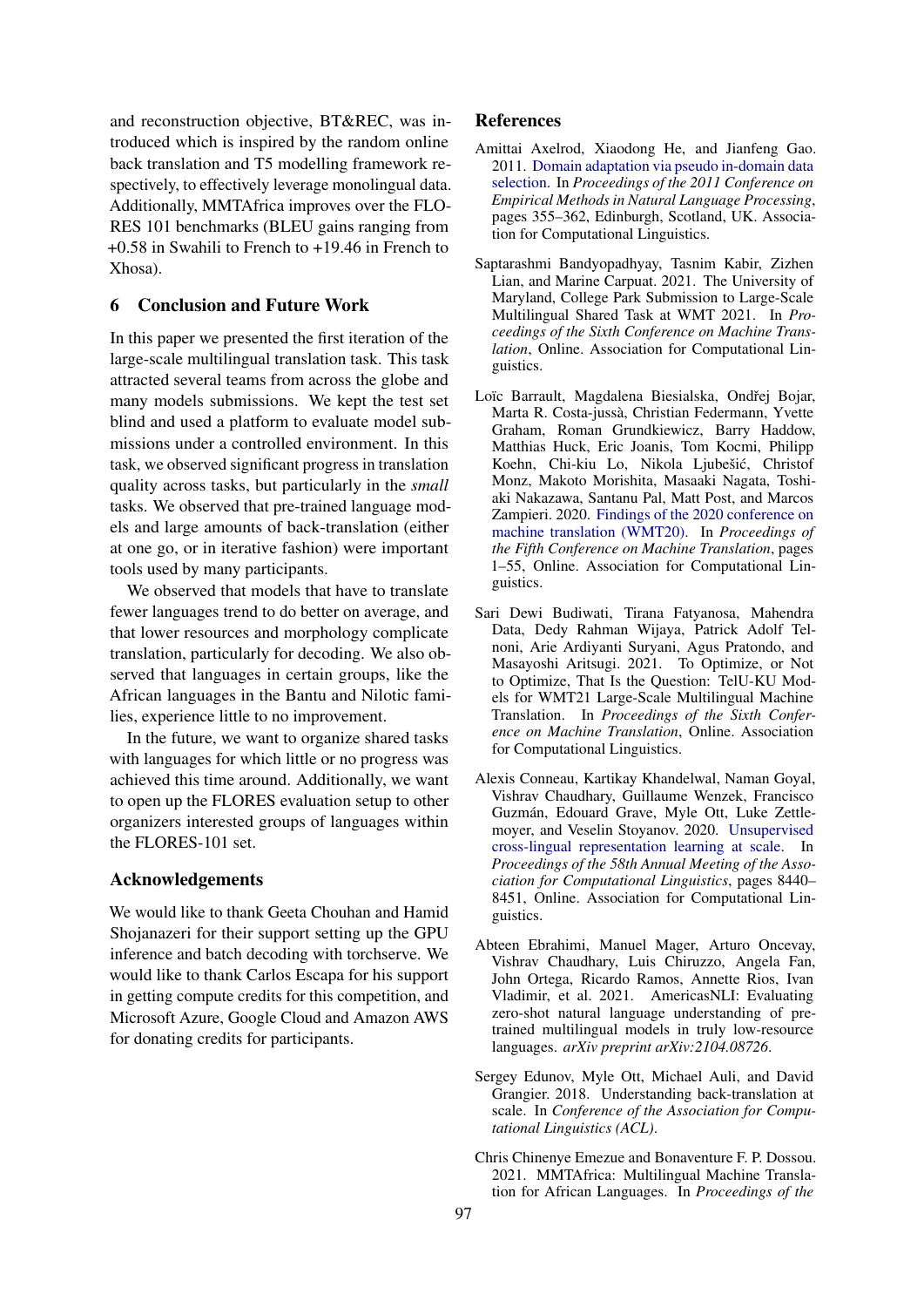and reconstruction objective, BT&REC, was introduced which is inspired by the random online back translation and T5 modelling framework respectively, to effectively leverage monolingual data. Additionally, MMTAfrica improves over the FLORES 101 benchmarks (BLEU gains ranging from +0.58 in Swahili to French to +19.46 in French to Xhosa).

## 6 Conclusion and Future Work

In this paper we presented the first iteration of the large-scale multilingual translation task. This task attracted several teams from across the globe and many models submissions. We kept the test set blind and used a platform to evaluate model submissions under a controlled environment. In this task, we observed significant progress in translation quality across tasks, but particularly in the *small* tasks. We observed that pre-trained language models and large amounts of back-translation (either at one go, or in iterative fashion) were important tools used by many participants.

We observed that models that have to translate fewer languages trend to do better on average, and that lower resources and morphology complicate translation, particularly for decoding. We also observed that languages in certain groups, like the African languages in the Bantu and Nilotic families, experience little to no improvement.

In the future, we want to organize shared tasks with languages for which little or no progress was achieved this time around. Additionally, we want to open up the FLORES evaluation setup to other organizers interested groups of languages within the FLORES-101 set.

## Acknowledgements

We would like to thank Geeta Chouhan and Hamid Shojanazeri for their support setting up the GPU inference and batch decoding with torchserve. We would like to thank Carlos Escapa for his support in getting compute credits for this competition, and Microsoft Azure, Google Cloud and Amazon AWS for donating credits for participants.

## References

Amittai Axelrod, Xiaodong He, and Jianfeng Gao. 2011. Domain adaptation via pseudo in-domain data selection. In *Proceedings of the 2011 Conference on Empirical Methods in Natural Language Processing*, pages 355–362, Edinburgh, Scotland, UK. Association for Computational Linguistics.

Saptarashmi Bandyopadhyay, Tasnim Kabir, Zizhen Lian, and Marine Carpuat. 2021. The University of Maryland, College Park Submission to Large-Scale Multilingual Shared Task at WMT 2021. In *Proceedings of the Sixth Conference on Machine Translation*, Online. Association for Computational Linguistics.

Loïc Barrault, Magdalena Biesialska, Ondřej Bojar, Marta R. Costa-jussà, Christian Federmann, Yvette Graham, Roman Grundkiewicz, Barry Haddow, Matthias Huck, Eric Joanis, Tom Kocmi, Philipp Koehn, Chi-kiu Lo, Nikola Ljubešić, Christof Monz, Makoto Morishita, Masaaki Nagata, Toshiaki Nakazawa, Santanu Pal, Matt Post, and Marcos Zampieri. 2020. Findings of the 2020 conference on machine translation (WMT20). In *Proceedings of the Fifth Conference on Machine Translation*, pages 1–55, Online. Association for Computational Linguistics.

Sari Dewi Budiwati, Tirana Fatyanosa, Mahendra Data, Dedy Rahman Wijaya, Patrick Adolf Telnoni, Arie Ardiyanti Suryani, Agus Pratondo, and Masayoshi Aritsugi. 2021. To Optimize, or Not to Optimize, That Is the Question: TelU-KU Models for WMT21 Large-Scale Multilingual Machine Translation. In *Proceedings of the Sixth Conference on Machine Translation*, Online. Association for Computational Linguistics.

Alexis Conneau, Kartikay Khandelwal, Naman Goyal, Vishrav Chaudhary, Guillaume Wenzek, Francisco Guzmán, Edouard Grave, Myle Ott, Luke Zettlemoyer, and Veselin Stoyanov. 2020. Unsupervised cross-lingual representation learning at scale. In *Proceedings of the 58th Annual Meeting of the Association for Computational Linguistics*, pages 8440–8451, Online. Association for Computational Linguistics.

Abteen Ebrahimi, Manuel Mager, Arturo Oncevay, Vishrav Chaudhary, Luis Chiruzzo, Angela Fan, John Ortega, Ricardo Ramos, Annette Rios, Ivan Vladimir, et al. 2021. AmericasNLI: Evaluating zero-shot natural language understanding of pretrained multilingual models in truly low-resource languages. *arXiv preprint arXiv:2104.08726*.

Sergey Edunov, Myle Ott, Michael Auli, and David Grangier. 2018. Understanding back-translation at scale. In *Conference of the Association for Computational Linguistics (ACL)*.

Chris Chinenye Emezue and Bonaventure F. P. Dossou. 2021. MMTAfrica: Multilingual Machine Translation for African Languages. In *Proceedings of the*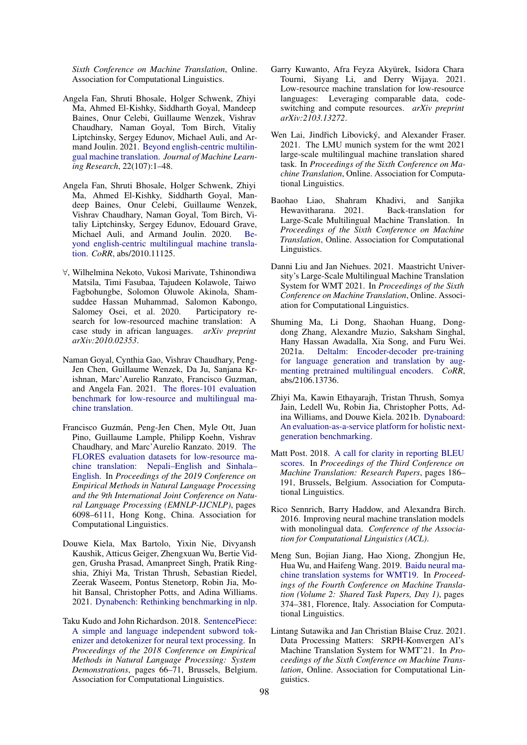*Sixth Conference on Machine Translation*, Online. Association for Computational Linguistics.

Angela Fan, Shruti Bhosale, Holger Schwenk, Zhiyi Ma, Ahmed El-Kishky, Siddharth Goyal, Mandeep Baines, Onur Celebi, Guillaume Wenzek, Vishrav Chaudhary, Naman Goyal, Tom Birch, Vitaliy Liptchinsky, Sergey Edunov, Michael Auli, and Armand Joulin. 2021. Beyond english-centric multilingual machine translation. *Journal of Machine Learning Research*, 22(107):1–48.

Angela Fan, Shruti Bhosale, Holger Schwenk, Zhiyi Ma, Ahmed El-Kishky, Siddharth Goyal, Mandeep Baines, Onur Celebi, Guillaume Wenzek, Vishrav Chaudhary, Naman Goyal, Tom Birch, Vitaliy Liptchinsky, Sergey Edunov, Edouard Grave, Michael Auli, and Armand Joulin. 2020. Beyond english-centric multilingual machine translation. *CoRR*, abs/2010.11125.

∀, Wilhelmina Nekoto, Vukosi Marivate, Tshinondiwa Matsila, Timi Fasubaa, Tajudeen Kolawole, Taiwo Fagbohungbe, Solomon Oluwole Akinola, Shamsuddee Hassan Muhammad, Salomon Kabongo, Salomey Osei, et al. 2020. Participatory research for low-resourced machine translation: A case study in african languages. *arXiv preprint arXiv:2010.02353*.

Naman Goyal, Cynthia Gao, Vishrav Chaudhary, Peng-Jen Chen, Guillaume Wenzek, Da Ju, Sanjana Krishnan, Marc'Aurelio Ranzato, Francisco Guzman, and Angela Fan. 2021. The flores-101 evaluation benchmark for low-resource and multilingual machine translation.

Francisco Guzmán, Peng-Jen Chen, Myle Ott, Juan Pino, Guillaume Lample, Philipp Koehn, Vishrav Chaudhary, and Marc'Aurelio Ranzato. 2019. The FLORES evaluation datasets for low-resource machine translation: Nepali–English and Sinhala–English. In *Proceedings of the 2019 Conference on Empirical Methods in Natural Language Processing and the 9th International Joint Conference on Natural Language Processing (EMNLP-IJCNLP)*, pages 6098–6111, Hong Kong, China. Association for Computational Linguistics.

Douwe Kiela, Max Bartolo, Yixin Nie, Divyansh Kaushik, Atticus Geiger, Zhengxuan Wu, Bertie Vidgen, Grusha Prasad, Amanpreet Singh, Pratik Ringshia, Zhiyi Ma, Tristan Thrush, Sebastian Riedel, Zeerak Waseem, Pontus Stenetorp, Robin Jia, Mohit Bansal, Christopher Potts, and Adina Williams. 2021. Dynabench: Rethinking benchmarking in nlp.

Taku Kudo and John Richardson. 2018. SentencePiece: A simple and language independent subword tokenizer and detokenizer for neural text processing. In *Proceedings of the 2018 Conference on Empirical Methods in Natural Language Processing: System Demonstrations*, pages 66–71, Brussels, Belgium. Association for Computational Linguistics.

Garry Kuwanto, Afra Feyza Akyürek, Isidora Chara Tourni, Siyang Li, and Derry Wijaya. 2021. Low-resource machine translation for low-resource languages: Leveraging comparable data, code-switching and compute resources. *arXiv preprint arXiv:2103.13272*.

Wen Lai, Jindřich Libovický, and Alexander Fraser. 2021. The LMU munich system for the wmt 2021 large-scale multilingual machine translation shared task. In *Proceedings of the Sixth Conference on Machine Translation*, Online. Association for Computational Linguistics.

Baohao Liao, Shahram Khadivi, and Sanjika Hewavitharana. 2021. Back-translation for Large-Scale Multilingual Machine Translation. In *Proceedings of the Sixth Conference on Machine Translation*, Online. Association for Computational Linguistics.

Danni Liu and Jan Niehues. 2021. Maastricht University's Large-Scale Multilingual Machine Translation System for WMT 2021. In *Proceedings of the Sixth Conference on Machine Translation*, Online. Association for Computational Linguistics.

Shuming Ma, Li Dong, Shaohan Huang, Dongdong Zhang, Alexandre Muzio, Saksham Singhal, Hany Hassan Awadalla, Xia Song, and Furu Wei. 2021a. Deltalm: Encoder-decoder pre-training for language generation and translation by augmenting pretrained multilingual encoders. *CoRR*, abs/2106.13736.

Zhiyi Ma, Kawin Ethayarajh, Tristan Thrush, Somya Jain, Ledell Wu, Robin Jia, Christopher Potts, Adina Williams, and Douwe Kiela. 2021b. Dynaboard: An evaluation-as-a-service platform for holistic next-generation benchmarking.

Matt Post. 2018. A call for clarity in reporting BLEU scores. In *Proceedings of the Third Conference on Machine Translation: Research Papers*, pages 186–191, Brussels, Belgium. Association for Computational Linguistics.

Rico Sennrich, Barry Haddow, and Alexandra Birch. 2016. Improving neural machine translation models with monolingual data. *Conference of the Association for Computational Linguistics (ACL)*.

Meng Sun, Bojian Jiang, Hao Xiong, Zhongjun He, Hua Wu, and Haifeng Wang. 2019. Baidu neural machine translation systems for WMT19. In *Proceedings of the Fourth Conference on Machine Translation (Volume 2: Shared Task Papers, Day 1)*, pages 374–381, Florence, Italy. Association for Computational Linguistics.

Lintang Sutawika and Jan Christian Blaise Cruz. 2021. Data Processing Matters: SRPH-Konvergen AI's Machine Translation System for WMT'21. In *Proceedings of the Sixth Conference on Machine Translation*, Online. Association for Computational Linguistics.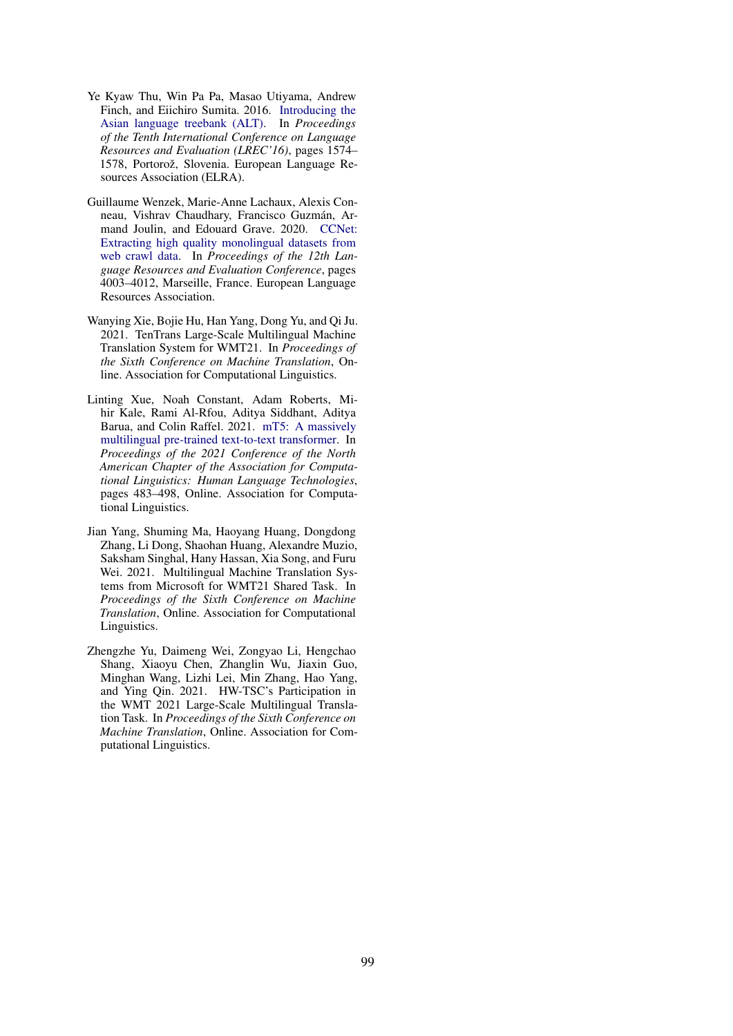Ye Kyaw Thu, Win Pa Pa, Masao Utiyama, Andrew Finch, and Eiichiro Sumita. 2016. Introducing the Asian language treebank (ALT). In *Proceedings of the Tenth International Conference on Language Resources and Evaluation (LREC'16)*, pages 1574–1578, Portorož, Slovenia. European Language Resources Association (ELRA).

Guillaume Wenzek, Marie-Anne Lachaux, Alexis Conneau, Vishrav Chaudhary, Francisco Guzmán, Armand Joulin, and Edouard Grave. 2020. CCNet: Extracting high quality monolingual datasets from web crawl data. In *Proceedings of the 12th Language Resources and Evaluation Conference*, pages 4003–4012, Marseille, France. European Language Resources Association.

Wanying Xie, Bojie Hu, Han Yang, Dong Yu, and Qi Ju. 2021. TenTrans Large-Scale Multilingual Machine Translation System for WMT21. In *Proceedings of the Sixth Conference on Machine Translation*, Online. Association for Computational Linguistics.

Linting Xue, Noah Constant, Adam Roberts, Mihir Kale, Rami Al-Rfou, Aditya Siddhant, Aditya Barua, and Colin Raffel. 2021. mT5: A massively multilingual pre-trained text-to-text transformer. In *Proceedings of the 2021 Conference of the North American Chapter of the Association for Computational Linguistics: Human Language Technologies*, pages 483–498, Online. Association for Computational Linguistics.

Jian Yang, Shuming Ma, Haoyang Huang, Dongdong Zhang, Li Dong, Shaohan Huang, Alexandre Muzio, Saksham Singhal, Hany Hassan, Xia Song, and Furu Wei. 2021. Multilingual Machine Translation Systems from Microsoft for WMT21 Shared Task. In *Proceedings of the Sixth Conference on Machine Translation*, Online. Association for Computational Linguistics.

Zhengzhe Yu, Daimeng Wei, Zongyao Li, Hengchao Shang, Xiaoyu Chen, Zhanglin Wu, Jiaxin Guo, Minghan Wang, Lizhi Lei, Min Zhang, Hao Yang, and Ying Qin. 2021. HW-TSC's Participation in the WMT 2021 Large-Scale Multilingual Translation Task. In *Proceedings of the Sixth Conference on Machine Translation*, Online. Association for Computational Linguistics.